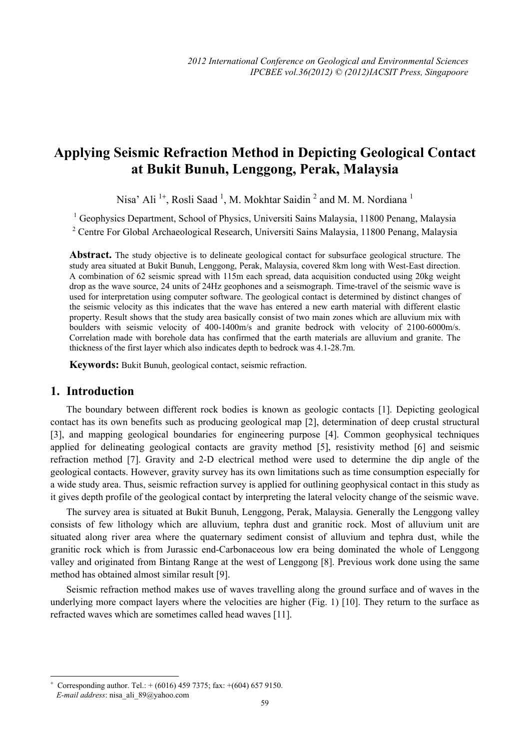# Applying Seismic Refraction Method in Depicting Geological Contact at Bukit Bunuh, Lenggong, Perak, Malaysia

Nisa' Ali [1+], Rosli Saad [1], M. Mokhtar Saidin [2] and M. M. Nordiana [1]

[1] Geophysics Department, School of Physics, Universiti Sains Malaysia, 11800 Penang, Malaysia

[2] Centre For Global Archaeological Research, Universiti Sains Malaysia, 11800 Penang, Malaysia

**Abstract.** The study objective is to delineate geological contact for subsurface geological structure. The study area situated at Bukit Bunuh, Lenggong, Perak, Malaysia, covered 8km long with West-East direction. A combination of 62 seismic spread with 115m each spread, data acquisition conducted using 20kg weight drop as the wave source, 24 units of 24Hz geophones and a seismograph. Time-travel of the seismic wave is used for interpretation using computer software. The geological contact is determined by distinct changes of the seismic velocity as this indicates that the wave has entered a new earth material with different elastic property. Result shows that the study area basically consist of two main zones which are alluvium mix with boulders with seismic velocity of 400-1400m/s and granite bedrock with velocity of 2100-6000m/s. Correlation made with borehole data has confirmed that the earth materials are alluvium and granite. The thickness of the first layer which also indicates depth to bedrock was 4.1-28.7m.

**Keywords:** Bukit Bunuh, geological contact, seismic refraction.

## 1. Introduction

The boundary between different rock bodies is known as geologic contacts [1]. Depicting geological contact has its own benefits such as producing geological map [2], determination of deep crustal structural [3], and mapping geological boundaries for engineering purpose [4]. Common geophysical techniques applied for delineating geological contacts are gravity method [5], resistivity method [6] and seismic refraction method [7]. Gravity and 2-D electrical method were used to determine the dip angle of the geological contacts. However, gravity survey has its own limitations such as time consumption especially for a wide study area. Thus, seismic refraction survey is applied for outlining geophysical contact in this study as it gives depth profile of the geological contact by interpreting the lateral velocity change of the seismic wave.

The survey area is situated at Bukit Bunuh, Lenggong, Perak, Malaysia. Generally the Lenggong valley consists of few lithology which are alluvium, tephra dust and granitic rock. Most of alluvium unit are situated along river area where the quaternary sediment consist of alluvium and tephra dust, while the granitic rock which is from Jurassic end-Carbonaceous low era being dominated the whole of Lenggong valley and originated from Bintang Range at the west of Lenggong [8]. Previous work done using the same method has obtained almost similar result [9].

Seismic refraction method makes use of waves travelling along the ground surface and of waves in the underlying more compact layers where the velocities are higher (Fig. 1) [10]. They return to the surface as refracted waves which are sometimes called head waves [11].

+ Corresponding author. Tel.: + (6016) 459 7375; fax: +(604) 657 9150.
*E-mail address*: nisa_ali_89@yahoo.com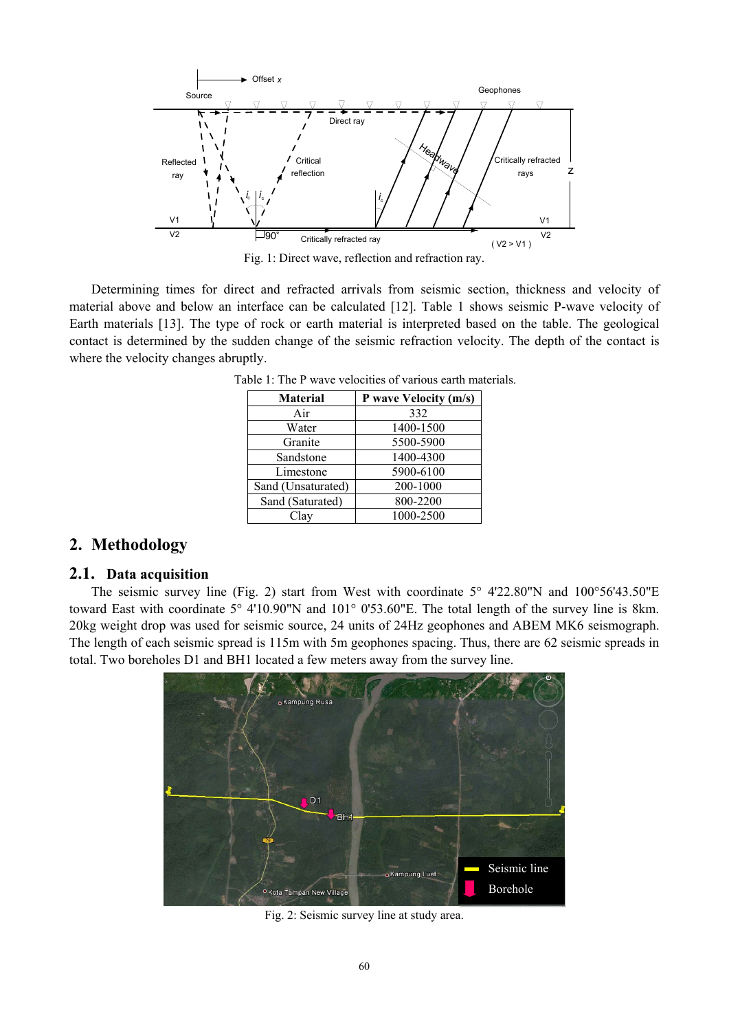Fig. 1: Direct wave, reflection and refraction ray.

Determining times for direct and refracted arrivals from seismic section, thickness and velocity of material above and below an interface can be calculated [12]. Table 1 shows seismic P-wave velocity of Earth materials [13]. The type of rock or earth material is interpreted based on the table. The geological contact is determined by the sudden change of the seismic refraction velocity. The depth of the contact is where the velocity changes abruptly.

Table 1: The P wave velocities of various earth materials.

| Material | P wave Velocity (m/s) |
|---|---|
| Air | 332 |
| Water | 1400-1500 |
| Granite | 5500-5900 |
| Sandstone | 1400-4300 |
| Limestone | 5900-6100 |
| Sand (Unsaturated) | 200-1000 |
| Sand (Saturated) | 800-2200 |
| Clay | 1000-2500 |

## 2. Methodology

### 2.1. Data acquisition

The seismic survey line (Fig. 2) start from West with coordinate 5° 4'22.80"N and 100°56'43.50"E toward East with coordinate 5° 4'10.90"N and 101° 0'53.60"E. The total length of the survey line is 8km. 20kg weight drop was used for seismic source, 24 units of 24Hz geophones and ABEM MK6 seismograph. The length of each seismic spread is 115m with 5m geophones spacing. Thus, there are 62 seismic spreads in total. Two boreholes D1 and BH1 located a few meters away from the survey line.

Fig. 2: Seismic survey line at study area.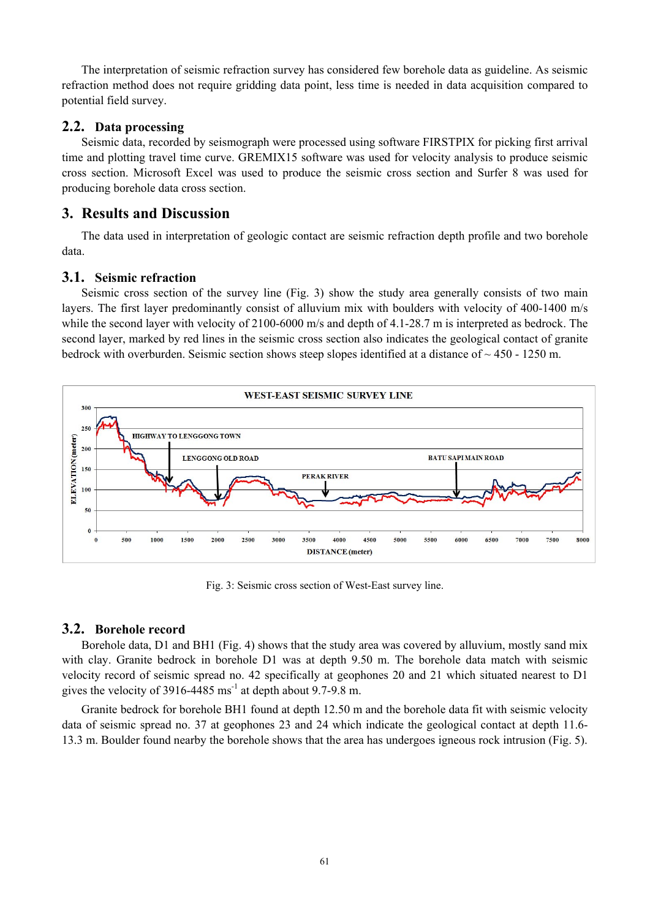The interpretation of seismic refraction survey has considered few borehole data as guideline. As seismic refraction method does not require gridding data point, less time is needed in data acquisition compared to potential field survey.

### 2.2. Data processing

Seismic data, recorded by seismograph were processed using software FIRSTPIX for picking first arrival time and plotting travel time curve. GREMIX15 software was used for velocity analysis to produce seismic cross section. Microsoft Excel was used to produce the seismic cross section and Surfer 8 was used for producing borehole data cross section.

## 3. Results and Discussion

The data used in interpretation of geologic contact are seismic refraction depth profile and two borehole data.

### 3.1. Seismic refraction

Seismic cross section of the survey line (Fig. 3) show the study area generally consists of two main layers. The first layer predominantly consist of alluvium mix with boulders with velocity of 400-1400 m/s while the second layer with velocity of 2100-6000 m/s and depth of 4.1-28.7 m is interpreted as bedrock. The second layer, marked by red lines in the seismic cross section also indicates the geological contact of granite bedrock with overburden. Seismic section shows steep slopes identified at a distance of ~ 450 - 1250 m.

Fig. 3: Seismic cross section of West-East survey line.

### 3.2. Borehole record

Borehole data, D1 and BH1 (Fig. 4) shows that the study area was covered by alluvium, mostly sand mix with clay. Granite bedrock in borehole D1 was at depth 9.50 m. The borehole data match with seismic velocity record of seismic spread no. 42 specifically at geophones 20 and 21 which situated nearest to D1 gives the velocity of 3916-4485 ms$^{-1}$ at depth about 9.7-9.8 m.

Granite bedrock for borehole BH1 found at depth 12.50 m and the borehole data fit with seismic velocity data of seismic spread no. 37 at geophones 23 and 24 which indicate the geological contact at depth 11.6-13.3 m. Boulder found nearby the borehole shows that the area has undergoes igneous rock intrusion (Fig. 5).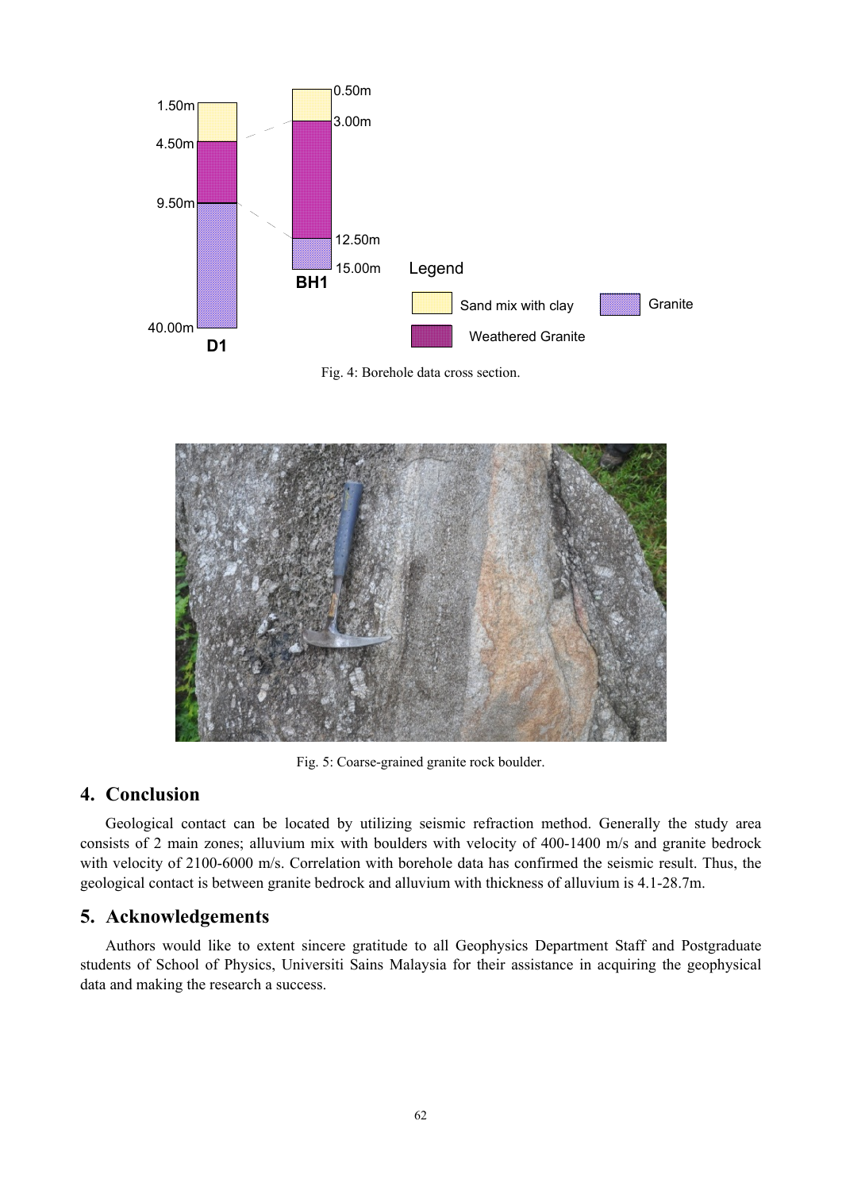Fig. 4: Borehole data cross section.

Fig. 5: Coarse-grained granite rock boulder.

## 4. Conclusion

Geological contact can be located by utilizing seismic refraction method. Generally the study area consists of 2 main zones; alluvium mix with boulders with velocity of 400-1400 m/s and granite bedrock with velocity of 2100-6000 m/s. Correlation with borehole data has confirmed the seismic result. Thus, the geological contact is between granite bedrock and alluvium with thickness of alluvium is 4.1-28.7m.

## 5. Acknowledgements

Authors would like to extent sincere gratitude to all Geophysics Department Staff and Postgraduate students of School of Physics, Universiti Sains Malaysia for their assistance in acquiring the geophysical data and making the research a success.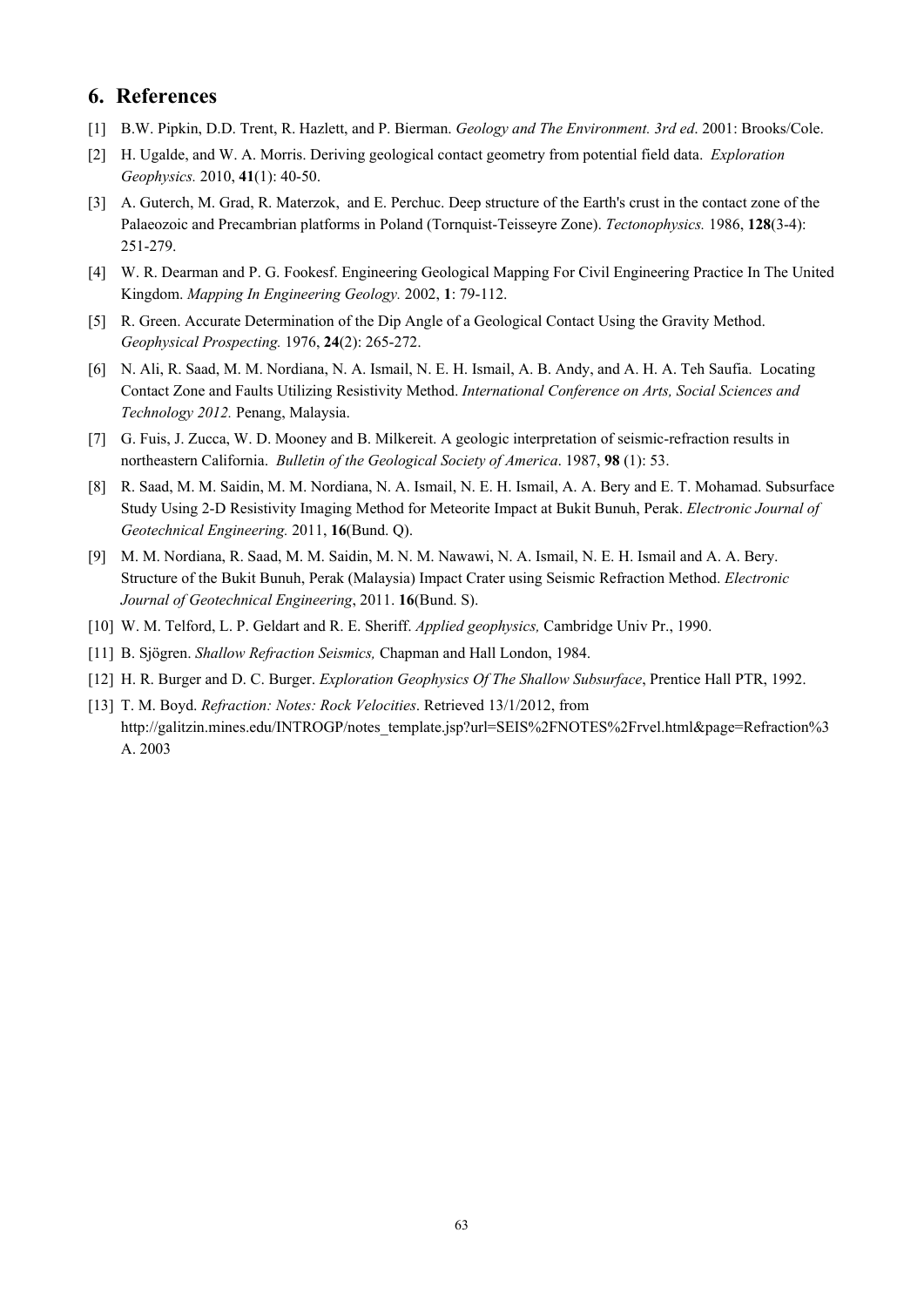## 6. References

[1] B.W. Pipkin, D.D. Trent, R. Hazlett, and P. Bierman. *Geology and The Environment. 3rd ed*. 2001: Brooks/Cole.

[2] H. Ugalde, and W. A. Morris. Deriving geological contact geometry from potential field data. *Exploration Geophysics.* 2010, **41**(1): 40-50.

[3] A. Guterch, M. Grad, R. Materzok, and E. Perchuc. Deep structure of the Earth's crust in the contact zone of the Palaeozoic and Precambrian platforms in Poland (Tornquist-Teisseyre Zone). *Tectonophysics.* 1986, **128**(3-4): 251-279.

[4] W. R. Dearman and P. G. Fookesf. Engineering Geological Mapping For Civil Engineering Practice In The United Kingdom. *Mapping In Engineering Geology.* 2002, **1**: 79-112.

[5] R. Green. Accurate Determination of the Dip Angle of a Geological Contact Using the Gravity Method. *Geophysical Prospecting.* 1976, **24**(2): 265-272.

[6] N. Ali, R. Saad, M. M. Nordiana, N. A. Ismail, N. E. H. Ismail, A. B. Andy, and A. H. A. Teh Saufia. Locating Contact Zone and Faults Utilizing Resistivity Method. *International Conference on Arts, Social Sciences and Technology 2012.* Penang, Malaysia.

[7] G. Fuis, J. Zucca, W. D. Mooney and B. Milkereit. A geologic interpretation of seismic-refraction results in northeastern California. *Bulletin of the Geological Society of America*. 1987, **98** (1): 53.

[8] R. Saad, M. M. Saidin, M. M. Nordiana, N. A. Ismail, N. E. H. Ismail, A. A. Bery and E. T. Mohamad. Subsurface Study Using 2-D Resistivity Imaging Method for Meteorite Impact at Bukit Bunuh, Perak. *Electronic Journal of Geotechnical Engineering.* 2011, **16**(Bund. Q).

[9] M. M. Nordiana, R. Saad, M. M. Saidin, M. N. M. Nawawi, N. A. Ismail, N. E. H. Ismail and A. A. Bery. Structure of the Bukit Bunuh, Perak (Malaysia) Impact Crater using Seismic Refraction Method. *Electronic Journal of Geotechnical Engineering*, 2011. **16**(Bund. S).

[10] W. M. Telford, L. P. Geldart and R. E. Sheriff. *Applied geophysics,* Cambridge Univ Pr., 1990.

[11] B. Sjögren. *Shallow Refraction Seismics,* Chapman and Hall London, 1984.

[12] H. R. Burger and D. C. Burger. *Exploration Geophysics Of The Shallow Subsurface*, Prentice Hall PTR, 1992.

[13] T. M. Boyd. *Refraction: Notes: Rock Velocities*. Retrieved 13/1/2012, from http://galitzin.mines.edu/INTROGP/notes_template.jsp?url=SEIS%2FNOTES%2Frvel.html&page=Refraction%3A. 2003